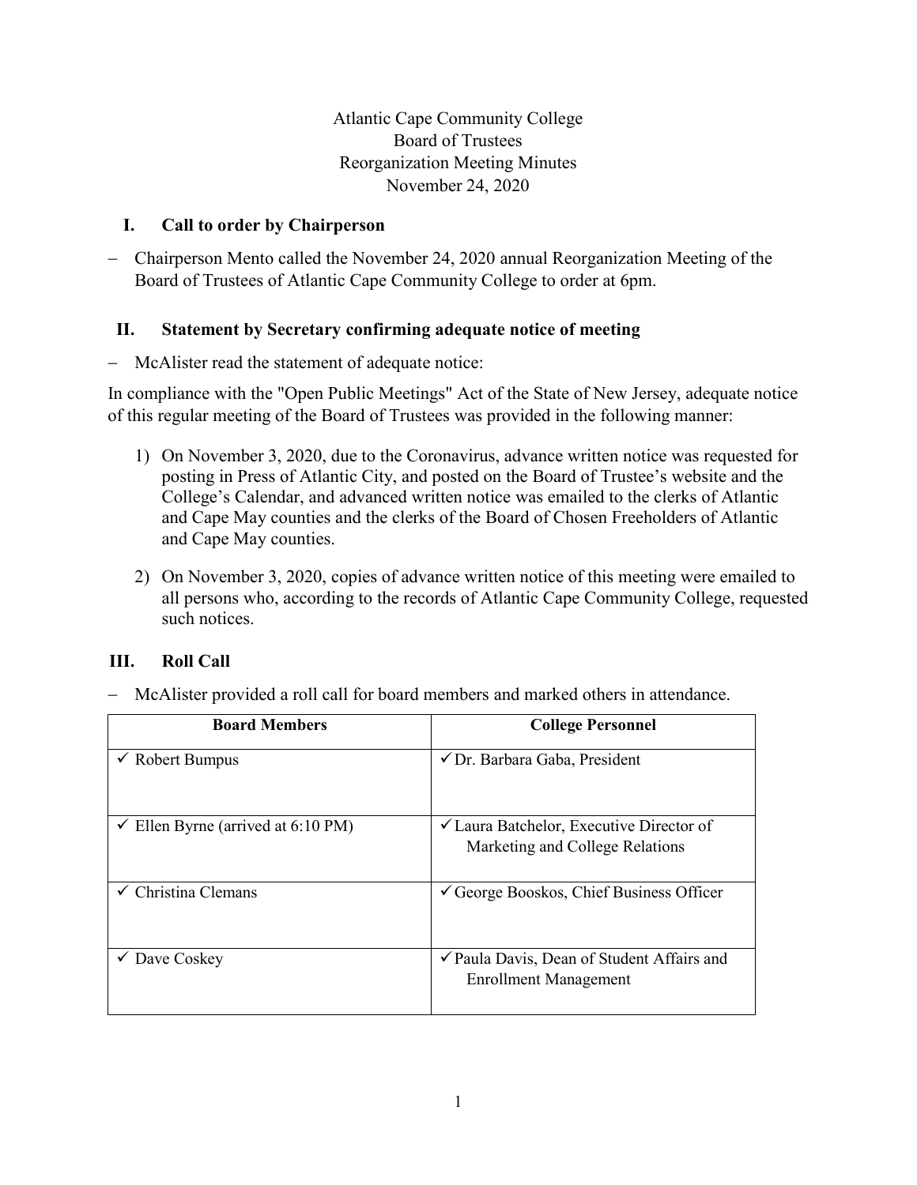Atlantic Cape Community College
Board of Trustees
Reorganization Meeting Minutes
November 24, 2020

## I. Call to order by Chairperson

- Chairperson Mento called the November 24, 2020 annual Reorganization Meeting of the Board of Trustees of Atlantic Cape Community College to order at 6pm.

## II. Statement by Secretary confirming adequate notice of meeting

- McAlister read the statement of adequate notice:

In compliance with the "Open Public Meetings" Act of the State of New Jersey, adequate notice of this regular meeting of the Board of Trustees was provided in the following manner:

1) On November 3, 2020, due to the Coronavirus, advance written notice was requested for posting in Press of Atlantic City, and posted on the Board of Trustee's website and the College's Calendar, and advanced written notice was emailed to the clerks of Atlantic and Cape May counties and the clerks of the Board of Chosen Freeholders of Atlantic and Cape May counties.

2) On November 3, 2020, copies of advance written notice of this meeting were emailed to all persons who, according to the records of Atlantic Cape Community College, requested such notices.

## III. Roll Call

- McAlister provided a roll call for board members and marked others in attendance.

| Board Members | College Personnel |
|---|---|
| ✓ Robert Bumpus | ✓ Dr. Barbara Gaba, President |
| ✓ Ellen Byrne (arrived at 6:10 PM) | ✓ Laura Batchelor, Executive Director of Marketing and College Relations |
| ✓ Christina Clemans | ✓ George Booskos, Chief Business Officer |
| ✓ Dave Coskey | ✓ Paula Davis, Dean of Student Affairs and Enrollment Management |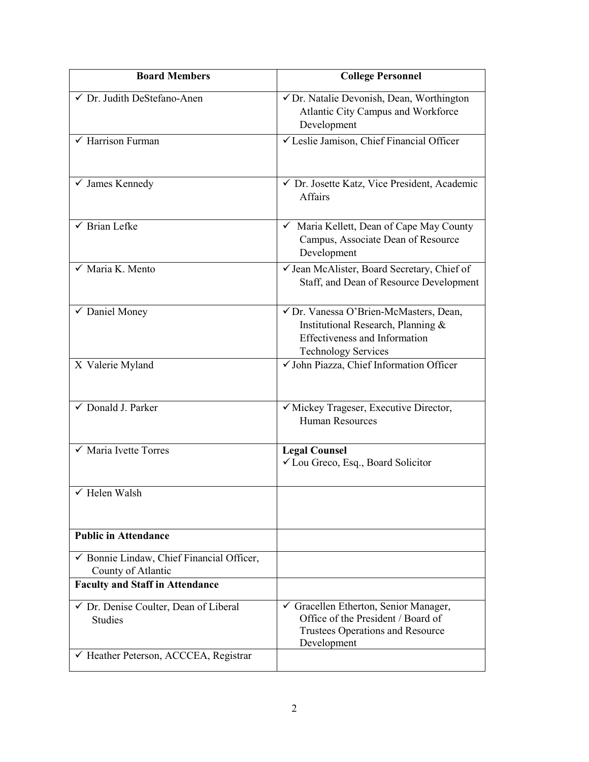| Board Members | College Personnel |
|---|---|
| ✓ Dr. Judith DeStefano-Anen | ✓ Dr. Natalie Devonish, Dean, Worthington Atlantic City Campus and Workforce Development |
| ✓ Harrison Furman | ✓ Leslie Jamison, Chief Financial Officer |
| ✓ James Kennedy | ✓ Dr. Josette Katz, Vice President, Academic Affairs |
| ✓ Brian Lefke | ✓ Maria Kellett, Dean of Cape May County Campus, Associate Dean of Resource Development |
| ✓ Maria K. Mento | ✓ Jean McAlister, Board Secretary, Chief of Staff, and Dean of Resource Development |
| ✓ Daniel Money | ✓ Dr. Vanessa O'Brien-McMasters, Dean, Institutional Research, Planning & Effectiveness and Information Technology Services |
| X Valerie Myland | ✓ John Piazza, Chief Information Officer |
| ✓ Donald J. Parker | ✓ Mickey Trageser, Executive Director, Human Resources |
| ✓ Maria Ivette Torres | **Legal Counsel** ✓ Lou Greco, Esq., Board Solicitor |
| ✓ Helen Walsh | |
| **Public in Attendance** | |
| ✓ Bonnie Lindaw, Chief Financial Officer, County of Atlantic | |
| **Faculty and Staff in Attendance** | |
| ✓ Dr. Denise Coulter, Dean of Liberal Studies | ✓ Gracellen Etherton, Senior Manager, Office of the President / Board of Trustees Operations and Resource Development |
| ✓ Heather Peterson, ACCCEA, Registrar | |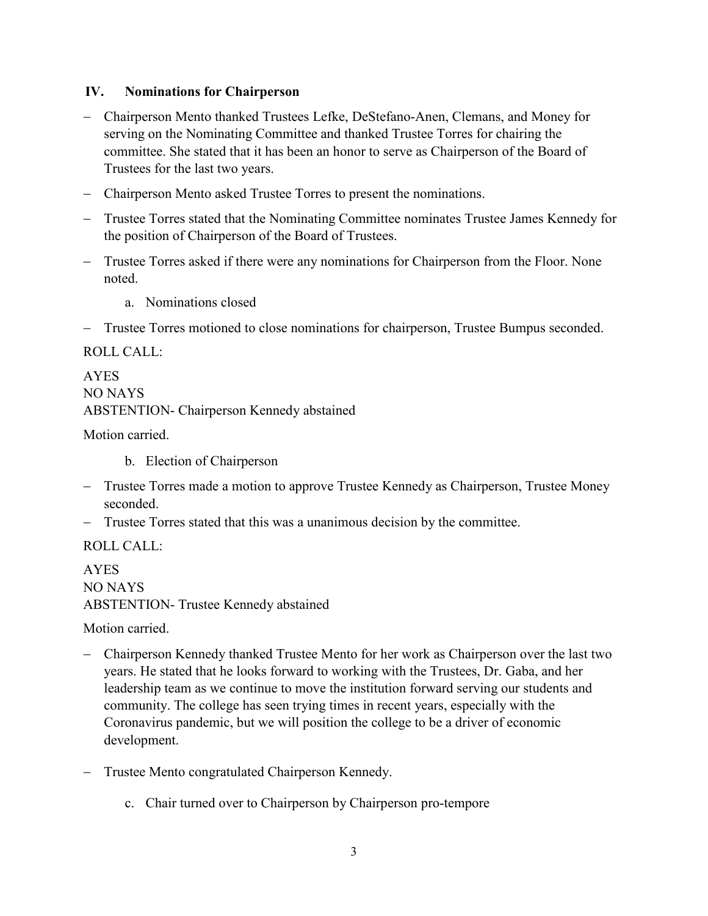## IV. Nominations for Chairperson

- Chairperson Mento thanked Trustees Lefke, DeStefano-Anen, Clemans, and Money for serving on the Nominating Committee and thanked Trustee Torres for chairing the committee. She stated that it has been an honor to serve as Chairperson of the Board of Trustees for the last two years.
- Chairperson Mento asked Trustee Torres to present the nominations.
- Trustee Torres stated that the Nominating Committee nominates Trustee James Kennedy for the position of Chairperson of the Board of Trustees.
- Trustee Torres asked if there were any nominations for Chairperson from the Floor. None noted.

  a. Nominations closed

- Trustee Torres motioned to close nominations for chairperson, Trustee Bumpus seconded.

ROLL CALL:

AYES
NO NAYS
ABSTENTION- Chairperson Kennedy abstained

Motion carried.

  b. Election of Chairperson

- Trustee Torres made a motion to approve Trustee Kennedy as Chairperson, Trustee Money seconded.
- Trustee Torres stated that this was a unanimous decision by the committee.

ROLL CALL:

AYES
NO NAYS
ABSTENTION- Trustee Kennedy abstained

Motion carried.

- Chairperson Kennedy thanked Trustee Mento for her work as Chairperson over the last two years. He stated that he looks forward to working with the Trustees, Dr. Gaba, and her leadership team as we continue to move the institution forward serving our students and community. The college has seen trying times in recent years, especially with the Coronavirus pandemic, but we will position the college to be a driver of economic development.
- Trustee Mento congratulated Chairperson Kennedy.

  c. Chair turned over to Chairperson by Chairperson pro-tempore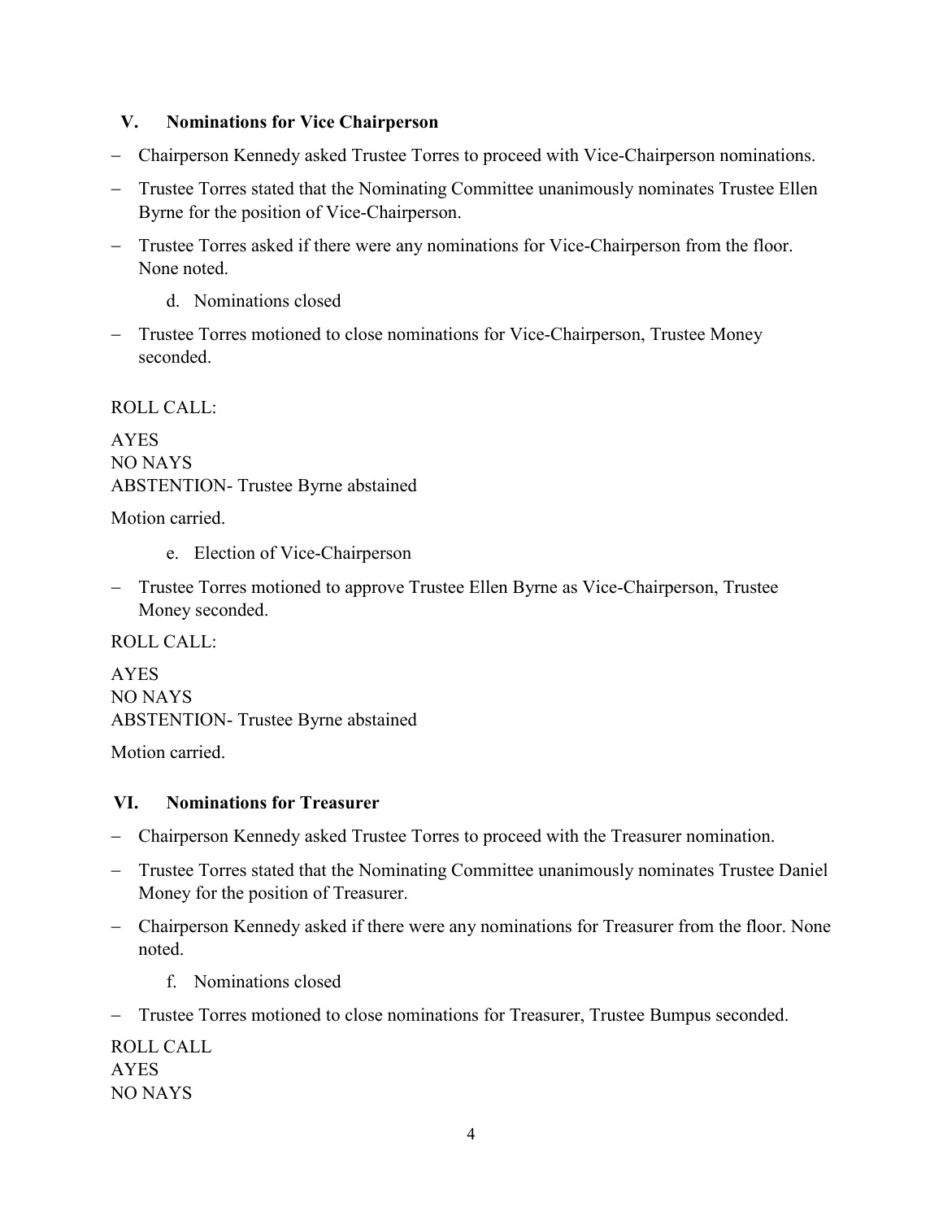## V. Nominations for Vice Chairperson

- Chairperson Kennedy asked Trustee Torres to proceed with Vice-Chairperson nominations.
- Trustee Torres stated that the Nominating Committee unanimously nominates Trustee Ellen Byrne for the position of Vice-Chairperson.
- Trustee Torres asked if there were any nominations for Vice-Chairperson from the floor. None noted.

    d. Nominations closed

- Trustee Torres motioned to close nominations for Vice-Chairperson, Trustee Money seconded.

ROLL CALL:

AYES
NO NAYS
ABSTENTION- Trustee Byrne abstained

Motion carried.

    e. Election of Vice-Chairperson

- Trustee Torres motioned to approve Trustee Ellen Byrne as Vice-Chairperson, Trustee Money seconded.

ROLL CALL:

AYES
NO NAYS
ABSTENTION- Trustee Byrne abstained

Motion carried.

## VI. Nominations for Treasurer

- Chairperson Kennedy asked Trustee Torres to proceed with the Treasurer nomination.
- Trustee Torres stated that the Nominating Committee unanimously nominates Trustee Daniel Money for the position of Treasurer.
- Chairperson Kennedy asked if there were any nominations for Treasurer from the floor. None noted.

    f. Nominations closed

- Trustee Torres motioned to close nominations for Treasurer, Trustee Bumpus seconded.

ROLL CALL
AYES
NO NAYS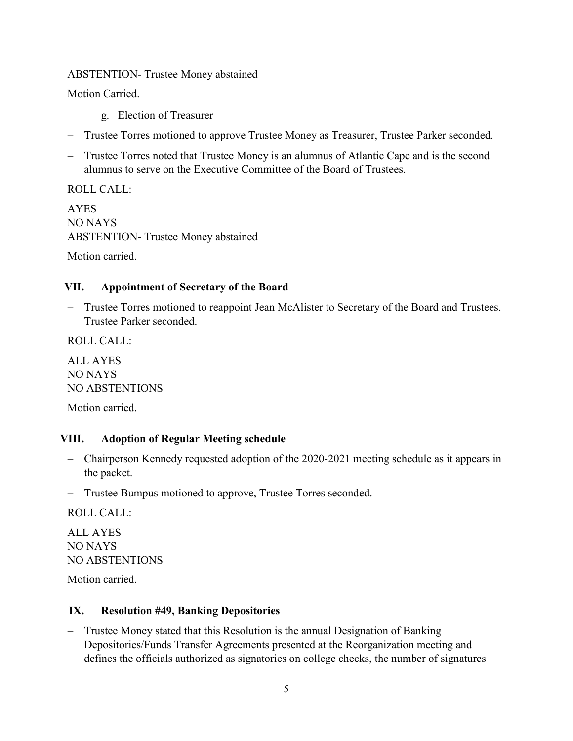ABSTENTION- Trustee Money abstained

Motion Carried.

g. Election of Treasurer

- Trustee Torres motioned to approve Trustee Money as Treasurer, Trustee Parker seconded.
- Trustee Torres noted that Trustee Money is an alumnus of Atlantic Cape and is the second alumnus to serve on the Executive Committee of the Board of Trustees.

ROLL CALL:

AYES
NO NAYS
ABSTENTION- Trustee Money abstained

Motion carried.

## VII. Appointment of Secretary of the Board

- Trustee Torres motioned to reappoint Jean McAlister to Secretary of the Board and Trustees. Trustee Parker seconded.

ROLL CALL:

ALL AYES
NO NAYS
NO ABSTENTIONS

Motion carried.

## VIII. Adoption of Regular Meeting schedule

- Chairperson Kennedy requested adoption of the 2020-2021 meeting schedule as it appears in the packet.
- Trustee Bumpus motioned to approve, Trustee Torres seconded.

ROLL CALL:

ALL AYES
NO NAYS
NO ABSTENTIONS

Motion carried.

## IX. Resolution #49, Banking Depositories

- Trustee Money stated that this Resolution is the annual Designation of Banking Depositories/Funds Transfer Agreements presented at the Reorganization meeting and defines the officials authorized as signatories on college checks, the number of signatures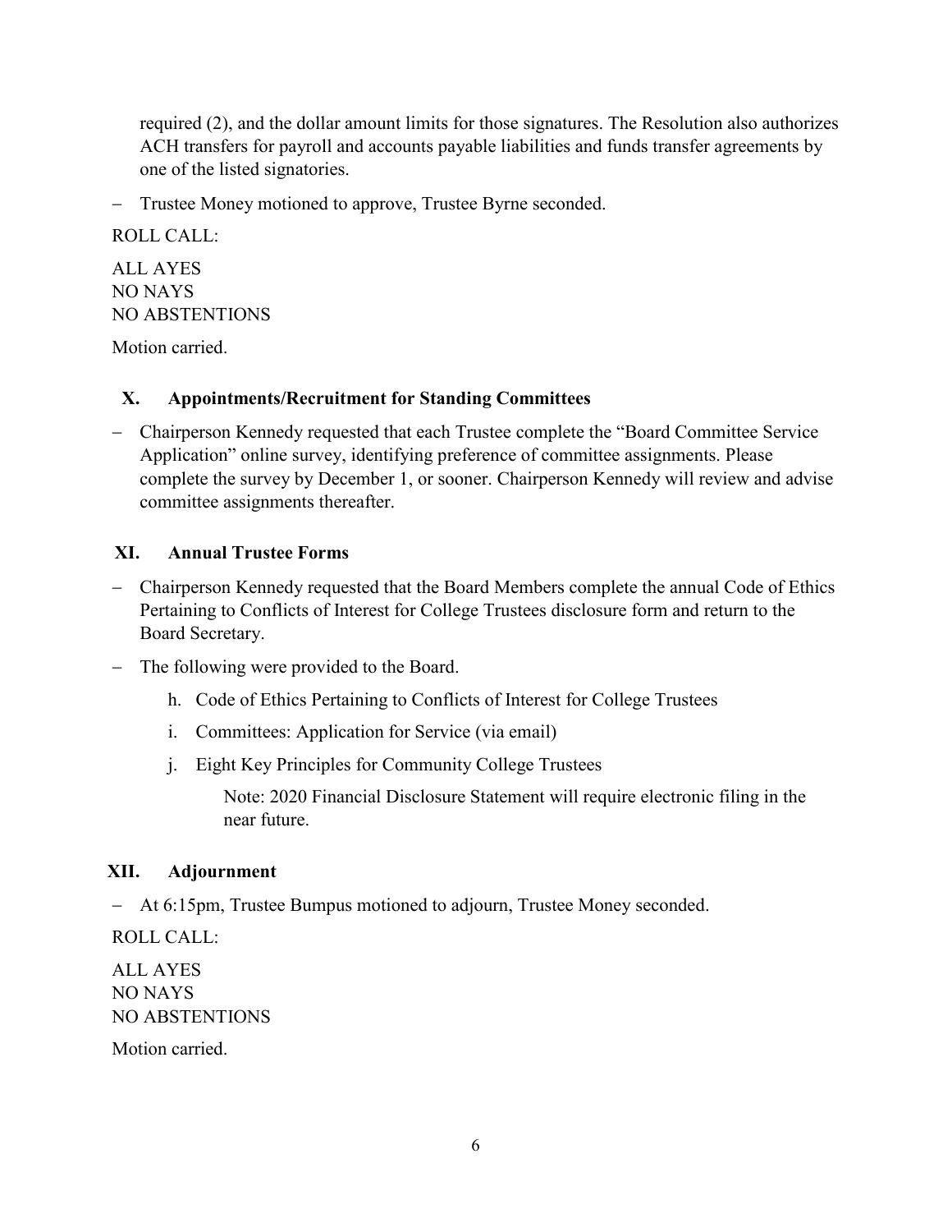required (2), and the dollar amount limits for those signatures. The Resolution also authorizes ACH transfers for payroll and accounts payable liabilities and funds transfer agreements by one of the listed signatories.

- Trustee Money motioned to approve, Trustee Byrne seconded.

ROLL CALL:

ALL AYES
NO NAYS
NO ABSTENTIONS

Motion carried.

## X. Appointments/Recruitment for Standing Committees

- Chairperson Kennedy requested that each Trustee complete the "Board Committee Service Application" online survey, identifying preference of committee assignments. Please complete the survey by December 1, or sooner. Chairperson Kennedy will review and advise committee assignments thereafter.

## XI. Annual Trustee Forms

- Chairperson Kennedy requested that the Board Members complete the annual Code of Ethics Pertaining to Conflicts of Interest for College Trustees disclosure form and return to the Board Secretary.
- The following were provided to the Board.
  - h. Code of Ethics Pertaining to Conflicts of Interest for College Trustees
  - i. Committees: Application for Service (via email)
  - j. Eight Key Principles for Community College Trustees

    Note: 2020 Financial Disclosure Statement will require electronic filing in the near future.

## XII. Adjournment

- At 6:15pm, Trustee Bumpus motioned to adjourn, Trustee Money seconded.

ROLL CALL:

ALL AYES
NO NAYS
NO ABSTENTIONS

Motion carried.